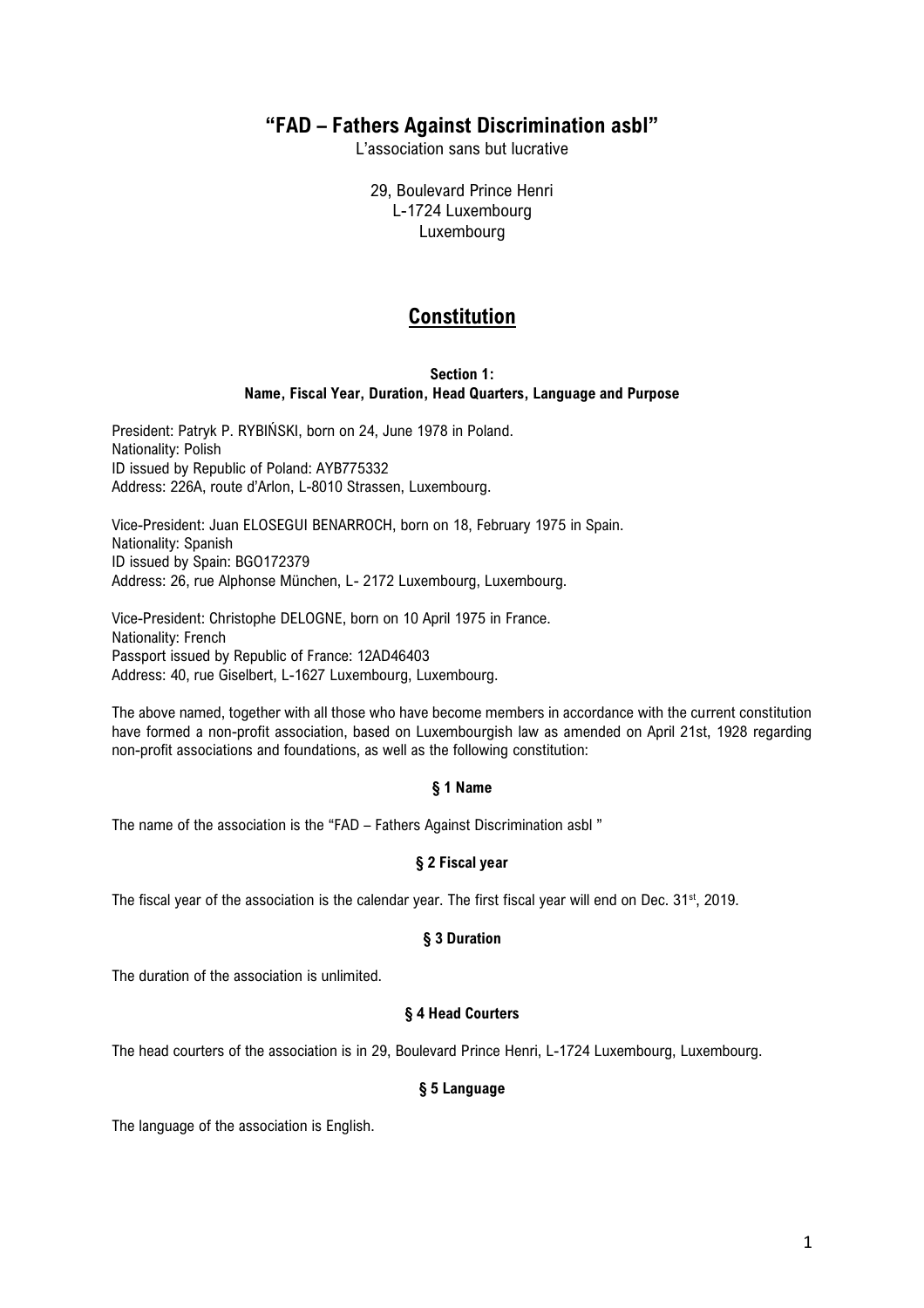# "FAD – Fathers Against Discrimination asbl"

L'association sans but lucrative

29, Boulevard Prince Henri
L-1724 Luxembourg
Luxembourg

## Constitution

### Section 1:
### Name, Fiscal Year, Duration, Head Quarters, Language and Purpose

President: Patryk P. RYBIŃSKI, born on 24, June 1978 in Poland.
Nationality: Polish
ID issued by Republic of Poland: AYB775332
Address: 226A, route d'Arlon, L-8010 Strassen, Luxembourg.

Vice-President: Juan ELOSEGUI BENARROCH, born on 18, February 1975 in Spain.
Nationality: Spanish
ID issued by Spain: BGO172379
Address: 26, rue Alphonse München, L- 2172 Luxembourg, Luxembourg.

Vice-President: Christophe DELOGNE, born on 10 April 1975 in France.
Nationality: French
Passport issued by Republic of France: 12AD46403
Address: 40, rue Giselbert, L-1627 Luxembourg, Luxembourg.

The above named, together with all those who have become members in accordance with the current constitution have formed a non-profit association, based on Luxembourgish law as amended on April 21st, 1928 regarding non-profit associations and foundations, as well as the following constitution:

#### § 1 Name

The name of the association is the "FAD – Fathers Against Discrimination asbl "

#### § 2 Fiscal year

The fiscal year of the association is the calendar year. The first fiscal year will end on Dec. 31st, 2019.

#### § 3 Duration

The duration of the association is unlimited.

#### § 4 Head Courters

The head courters of the association is in 29, Boulevard Prince Henri, L-1724 Luxembourg, Luxembourg.

#### § 5 Language

The language of the association is English.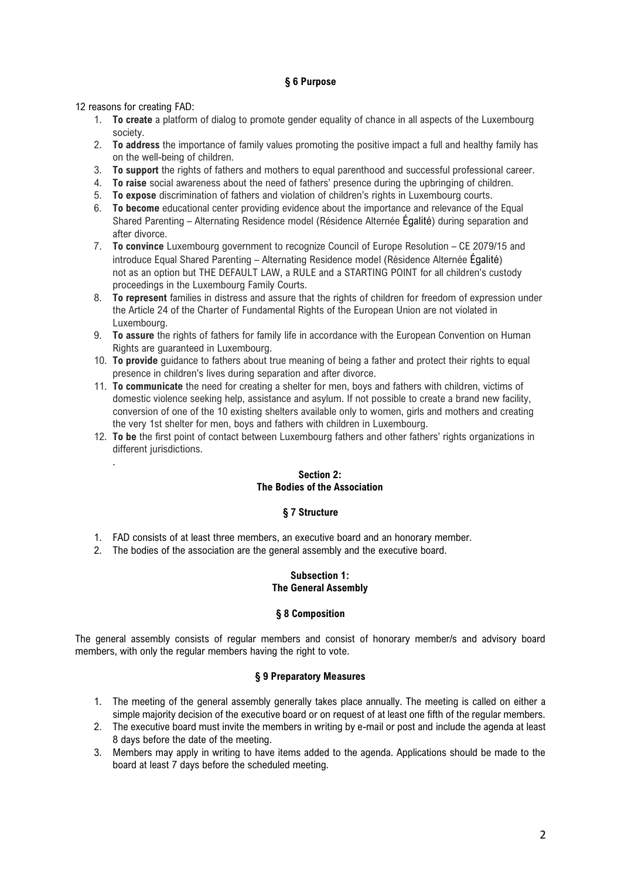### § 6 Purpose

12 reasons for creating FAD:

1. **To create** a platform of dialog to promote gender equality of chance in all aspects of the Luxembourg society.
2. **To address** the importance of family values promoting the positive impact a full and healthy family has on the well-being of children.
3. **To support** the rights of fathers and mothers to equal parenthood and successful professional career.
4. **To raise** social awareness about the need of fathers' presence during the upbringing of children.
5. **To expose** discrimination of fathers and violation of children's rights in Luxembourg courts.
6. **To become** educational center providing evidence about the importance and relevance of the Equal Shared Parenting – Alternating Residence model (Résidence Alternée Égalité) during separation and after divorce.
7. **To convince** Luxembourg government to recognize Council of Europe Resolution – CE 2079/15 and introduce Equal Shared Parenting – Alternating Residence model (Résidence Alternée Égalité) not as an option but THE DEFAULT LAW, a RULE and a STARTING POINT for all children's custody proceedings in the Luxembourg Family Courts.
8. **To represent** families in distress and assure that the rights of children for freedom of expression under the Article 24 of the Charter of Fundamental Rights of the European Union are not violated in Luxembourg.
9. **To assure** the rights of fathers for family life in accordance with the European Convention on Human Rights are guaranteed in Luxembourg.
10. **To provide** guidance to fathers about true meaning of being a father and protect their rights to equal presence in children's lives during separation and after divorce.
11. **To communicate** the need for creating a shelter for men, boys and fathers with children, victims of domestic violence seeking help, assistance and asylum. If not possible to create a brand new facility, conversion of one of the 10 existing shelters available only to women, girls and mothers and creating the very 1st shelter for men, boys and fathers with children in Luxembourg.
12. **To be** the first point of contact between Luxembourg fathers and other fathers' rights organizations in different jurisdictions.

.

## Section 2: The Bodies of the Association

### § 7 Structure

1. FAD consists of at least three members, an executive board and an honorary member.
2. The bodies of the association are the general assembly and the executive board.

## Subsection 1: The General Assembly

### § 8 Composition

The general assembly consists of regular members and consist of honorary member/s and advisory board members, with only the regular members having the right to vote.

### § 9 Preparatory Measures

1. The meeting of the general assembly generally takes place annually. The meeting is called on either a simple majority decision of the executive board or on request of at least one fifth of the regular members.
2. The executive board must invite the members in writing by e-mail or post and include the agenda at least 8 days before the date of the meeting.
3. Members may apply in writing to have items added to the agenda. Applications should be made to the board at least 7 days before the scheduled meeting.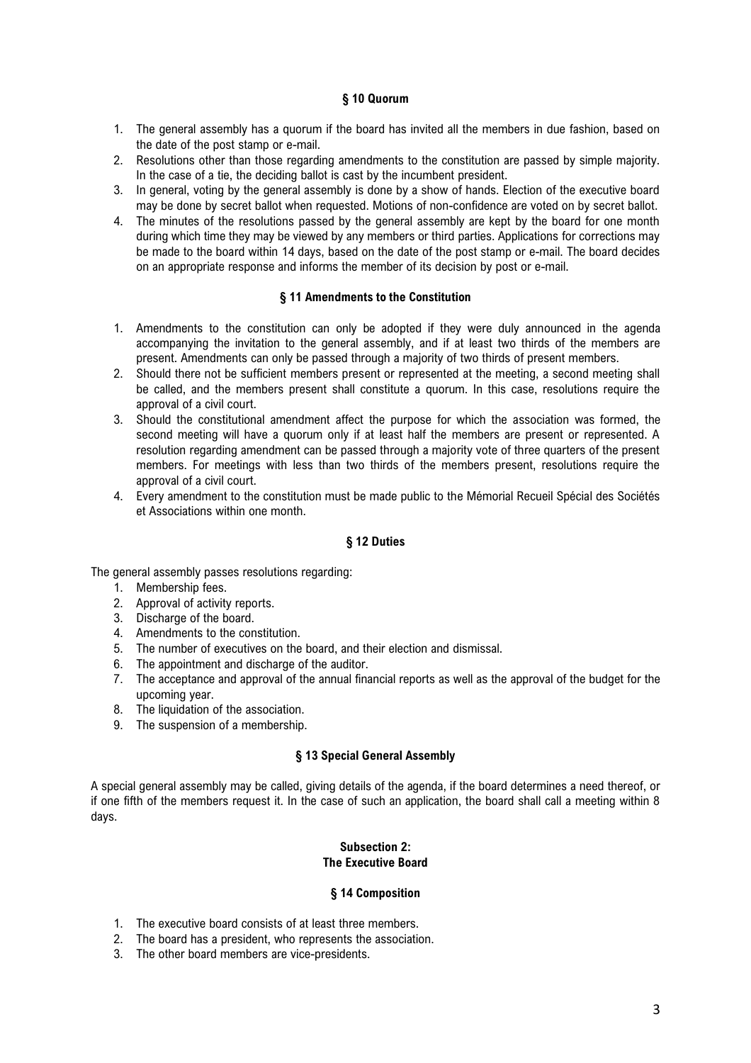### § 10 Quorum

1. The general assembly has a quorum if the board has invited all the members in due fashion, based on the date of the post stamp or e-mail.
2. Resolutions other than those regarding amendments to the constitution are passed by simple majority. In the case of a tie, the deciding ballot is cast by the incumbent president.
3. In general, voting by the general assembly is done by a show of hands. Election of the executive board may be done by secret ballot when requested. Motions of non-confidence are voted on by secret ballot.
4. The minutes of the resolutions passed by the general assembly are kept by the board for one month during which time they may be viewed by any members or third parties. Applications for corrections may be made to the board within 14 days, based on the date of the post stamp or e-mail. The board decides on an appropriate response and informs the member of its decision by post or e-mail.

### § 11 Amendments to the Constitution

1. Amendments to the constitution can only be adopted if they were duly announced in the agenda accompanying the invitation to the general assembly, and if at least two thirds of the members are present. Amendments can only be passed through a majority of two thirds of present members.
2. Should there not be sufficient members present or represented at the meeting, a second meeting shall be called, and the members present shall constitute a quorum. In this case, resolutions require the approval of a civil court.
3. Should the constitutional amendment affect the purpose for which the association was formed, the second meeting will have a quorum only if at least half the members are present or represented. A resolution regarding amendment can be passed through a majority vote of three quarters of the present members. For meetings with less than two thirds of the members present, resolutions require the approval of a civil court.
4. Every amendment to the constitution must be made public to the Mémorial Recueil Spécial des Sociétés et Associations within one month.

### § 12 Duties

The general assembly passes resolutions regarding:

1. Membership fees.
2. Approval of activity reports.
3. Discharge of the board.
4. Amendments to the constitution.
5. The number of executives on the board, and their election and dismissal.
6. The appointment and discharge of the auditor.
7. The acceptance and approval of the annual financial reports as well as the approval of the budget for the upcoming year.
8. The liquidation of the association.
9. The suspension of a membership.

### § 13 Special General Assembly

A special general assembly may be called, giving details of the agenda, if the board determines a need thereof, or if one fifth of the members request it. In the case of such an application, the board shall call a meeting within 8 days.

## Subsection 2: The Executive Board

### § 14 Composition

1. The executive board consists of at least three members.
2. The board has a president, who represents the association.
3. The other board members are vice-presidents.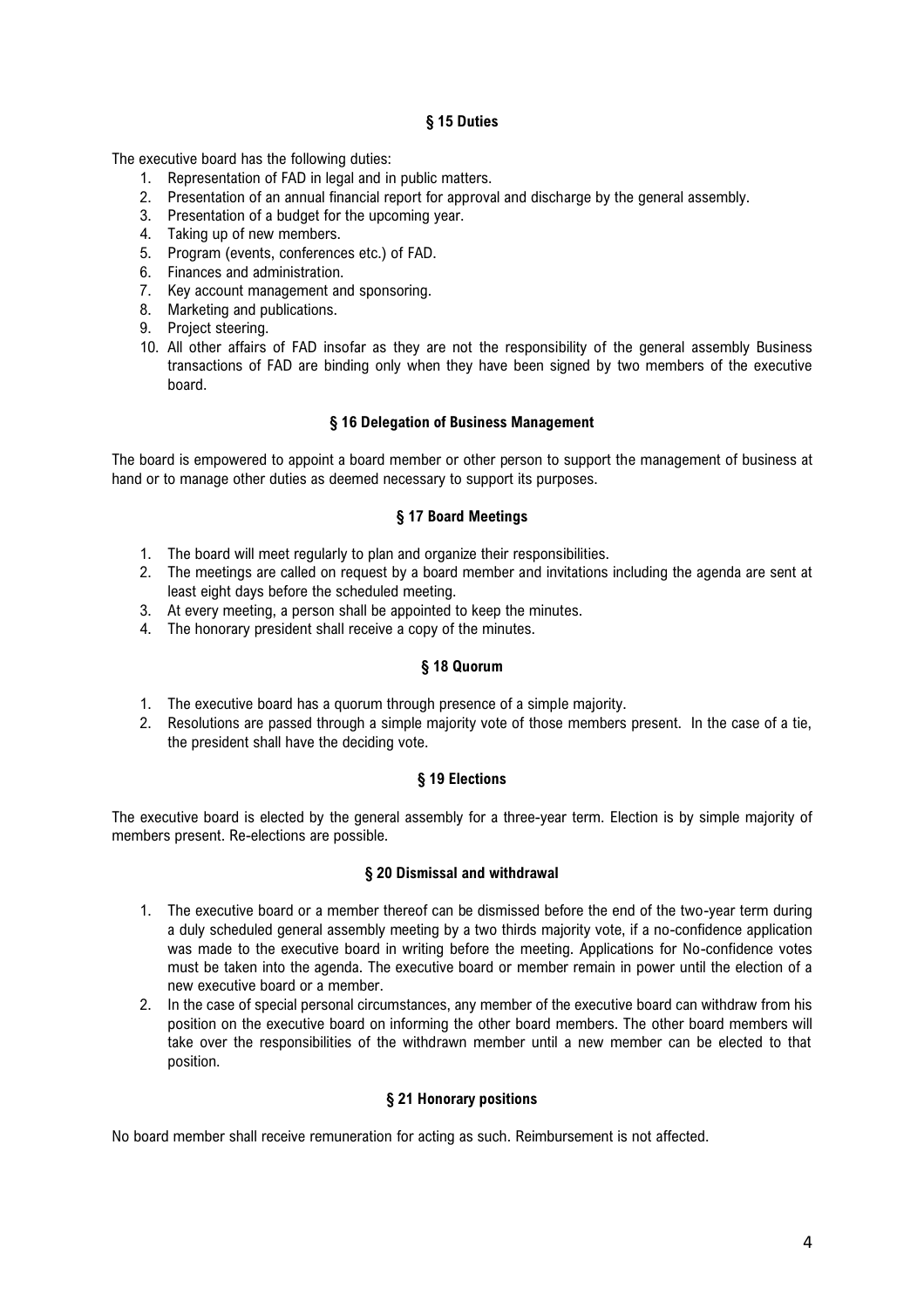### § 15 Duties

The executive board has the following duties:

1. Representation of FAD in legal and in public matters.
2. Presentation of an annual financial report for approval and discharge by the general assembly.
3. Presentation of a budget for the upcoming year.
4. Taking up of new members.
5. Program (events, conferences etc.) of FAD.
6. Finances and administration.
7. Key account management and sponsoring.
8. Marketing and publications.
9. Project steering.
10. All other affairs of FAD insofar as they are not the responsibility of the general assembly Business transactions of FAD are binding only when they have been signed by two members of the executive board.

### § 16 Delegation of Business Management

The board is empowered to appoint a board member or other person to support the management of business at hand or to manage other duties as deemed necessary to support its purposes.

### § 17 Board Meetings

1. The board will meet regularly to plan and organize their responsibilities.
2. The meetings are called on request by a board member and invitations including the agenda are sent at least eight days before the scheduled meeting.
3. At every meeting, a person shall be appointed to keep the minutes.
4. The honorary president shall receive a copy of the minutes.

### § 18 Quorum

1. The executive board has a quorum through presence of a simple majority.
2. Resolutions are passed through a simple majority vote of those members present. In the case of a tie, the president shall have the deciding vote.

### § 19 Elections

The executive board is elected by the general assembly for a three-year term. Election is by simple majority of members present. Re-elections are possible.

### § 20 Dismissal and withdrawal

1. The executive board or a member thereof can be dismissed before the end of the two-year term during a duly scheduled general assembly meeting by a two thirds majority vote, if a no-confidence application was made to the executive board in writing before the meeting. Applications for No-confidence votes must be taken into the agenda. The executive board or member remain in power until the election of a new executive board or a member.
2. In the case of special personal circumstances, any member of the executive board can withdraw from his position on the executive board on informing the other board members. The other board members will take over the responsibilities of the withdrawn member until a new member can be elected to that position.

### § 21 Honorary positions

No board member shall receive remuneration for acting as such. Reimbursement is not affected.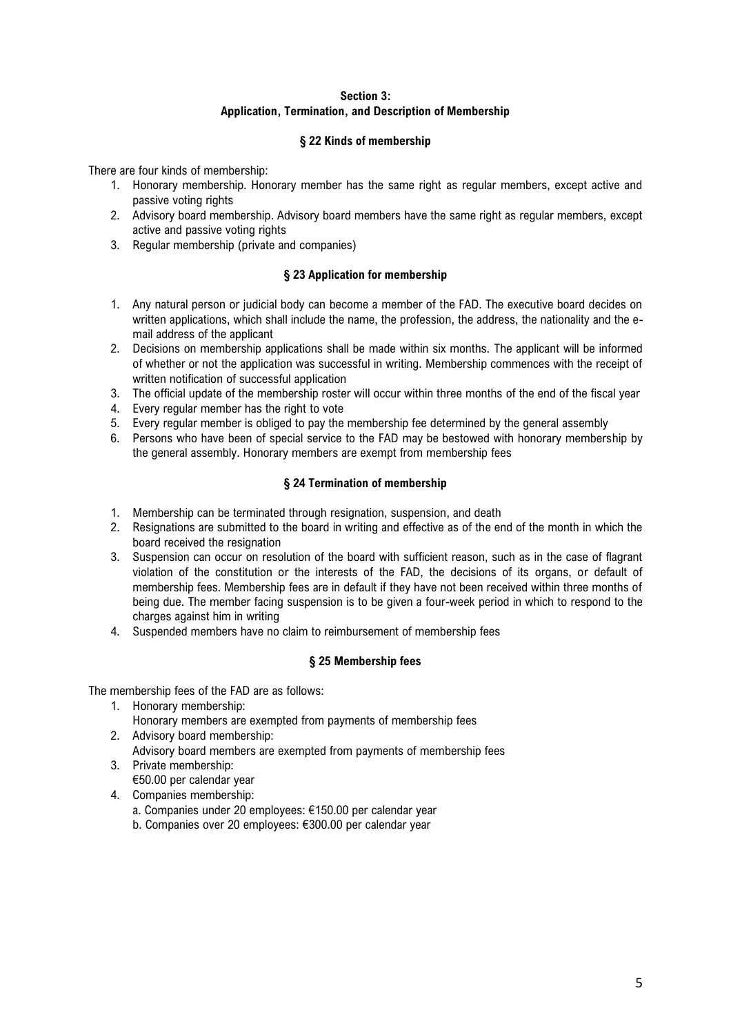**Section 3:**
**Application, Termination, and Description of Membership**

### § 22 Kinds of membership

There are four kinds of membership:

1. Honorary membership. Honorary member has the same right as regular members, except active and passive voting rights
2. Advisory board membership. Advisory board members have the same right as regular members, except active and passive voting rights
3. Regular membership (private and companies)

### § 23 Application for membership

1. Any natural person or judicial body can become a member of the FAD. The executive board decides on written applications, which shall include the name, the profession, the address, the nationality and the e-mail address of the applicant
2. Decisions on membership applications shall be made within six months. The applicant will be informed of whether or not the application was successful in writing. Membership commences with the receipt of written notification of successful application
3. The official update of the membership roster will occur within three months of the end of the fiscal year
4. Every regular member has the right to vote
5. Every regular member is obliged to pay the membership fee determined by the general assembly
6. Persons who have been of special service to the FAD may be bestowed with honorary membership by the general assembly. Honorary members are exempt from membership fees

### § 24 Termination of membership

1. Membership can be terminated through resignation, suspension, and death
2. Resignations are submitted to the board in writing and effective as of the end of the month in which the board received the resignation
3. Suspension can occur on resolution of the board with sufficient reason, such as in the case of flagrant violation of the constitution or the interests of the FAD, the decisions of its organs, or default of membership fees. Membership fees are in default if they have not been received within three months of being due. The member facing suspension is to be given a four-week period in which to respond to the charges against him in writing
4. Suspended members have no claim to reimbursement of membership fees

### § 25 Membership fees

The membership fees of the FAD are as follows:

1. Honorary membership:
   Honorary members are exempted from payments of membership fees
2. Advisory board membership:
   Advisory board members are exempted from payments of membership fees
3. Private membership:
   €50.00 per calendar year
4. Companies membership:
   a. Companies under 20 employees: €150.00 per calendar year
   b. Companies over 20 employees: €300.00 per calendar year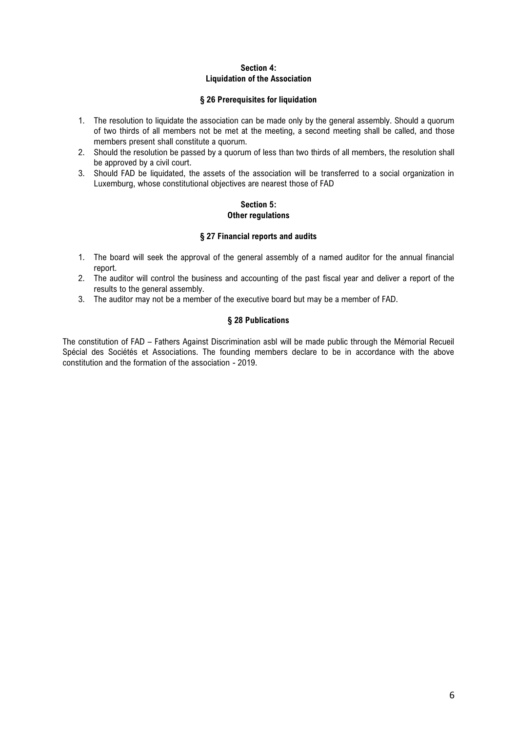## Section 4:
## Liquidation of the Association

### § 26 Prerequisites for liquidation

1. The resolution to liquidate the association can be made only by the general assembly. Should a quorum of two thirds of all members not be met at the meeting, a second meeting shall be called, and those members present shall constitute a quorum.
2. Should the resolution be passed by a quorum of less than two thirds of all members, the resolution shall be approved by a civil court.
3. Should FAD be liquidated, the assets of the association will be transferred to a social organization in Luxemburg, whose constitutional objectives are nearest those of FAD

## Section 5:
## Other regulations

### § 27 Financial reports and audits

1. The board will seek the approval of the general assembly of a named auditor for the annual financial report.
2. The auditor will control the business and accounting of the past fiscal year and deliver a report of the results to the general assembly.
3. The auditor may not be a member of the executive board but may be a member of FAD.

### § 28 Publications

The constitution of FAD – Fathers Against Discrimination asbl will be made public through the Mémorial Recueil Spécial des Sociétés et Associations. The founding members declare to be in accordance with the above constitution and the formation of the association - 2019.